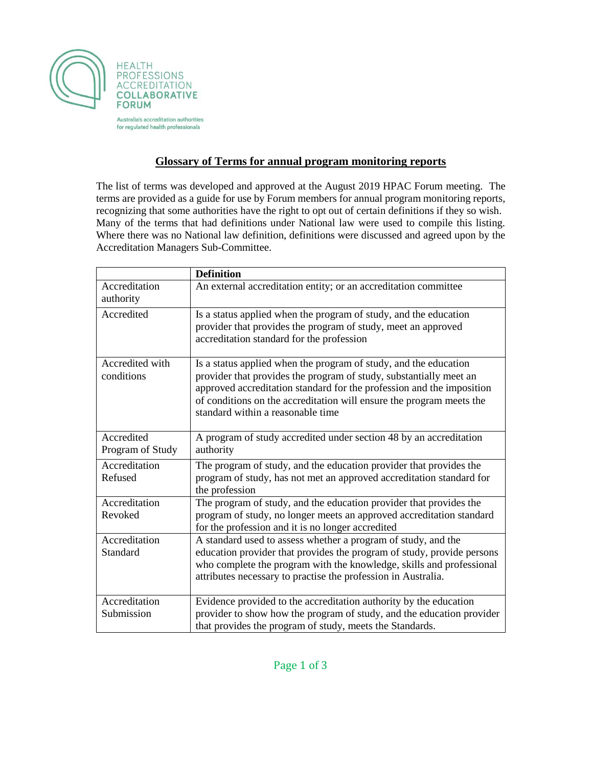HEALTH PROFESSIONS ACCREDITATION COLLABORATIVE FORUM

Australia's accreditation authorities for regulated health professionals

## Glossary of Terms for annual program monitoring reports

The list of terms was developed and approved at the August 2019 HPAC Forum meeting. The terms are provided as a guide for use by Forum members for annual program monitoring reports, recognizing that some authorities have the right to opt out of certain definitions if they so wish. Many of the terms that had definitions under National law were used to compile this listing. Where there was no National law definition, definitions were discussed and agreed upon by the Accreditation Managers Sub-Committee.

| | **Definition** |
|---|---|
| Accreditation authority | An external accreditation entity; or an accreditation committee |
| Accredited | Is a status applied when the program of study, and the education provider that provides the program of study, meet an approved accreditation standard for the profession |
| Accredited with conditions | Is a status applied when the program of study, and the education provider that provides the program of study, substantially meet an approved accreditation standard for the profession and the imposition of conditions on the accreditation will ensure the program meets the standard within a reasonable time |
| Accredited Program of Study | A program of study accredited under section 48 by an accreditation authority |
| Accreditation Refused | The program of study, and the education provider that provides the program of study, has not met an approved accreditation standard for the profession |
| Accreditation Revoked | The program of study, and the education provider that provides the program of study, no longer meets an approved accreditation standard for the profession and it is no longer accredited |
| Accreditation Standard | A standard used to assess whether a program of study, and the education provider that provides the program of study, provide persons who complete the program with the knowledge, skills and professional attributes necessary to practise the profession in Australia. |
| Accreditation Submission | Evidence provided to the accreditation authority by the education provider to show how the program of study, and the education provider that provides the program of study, meets the Standards. |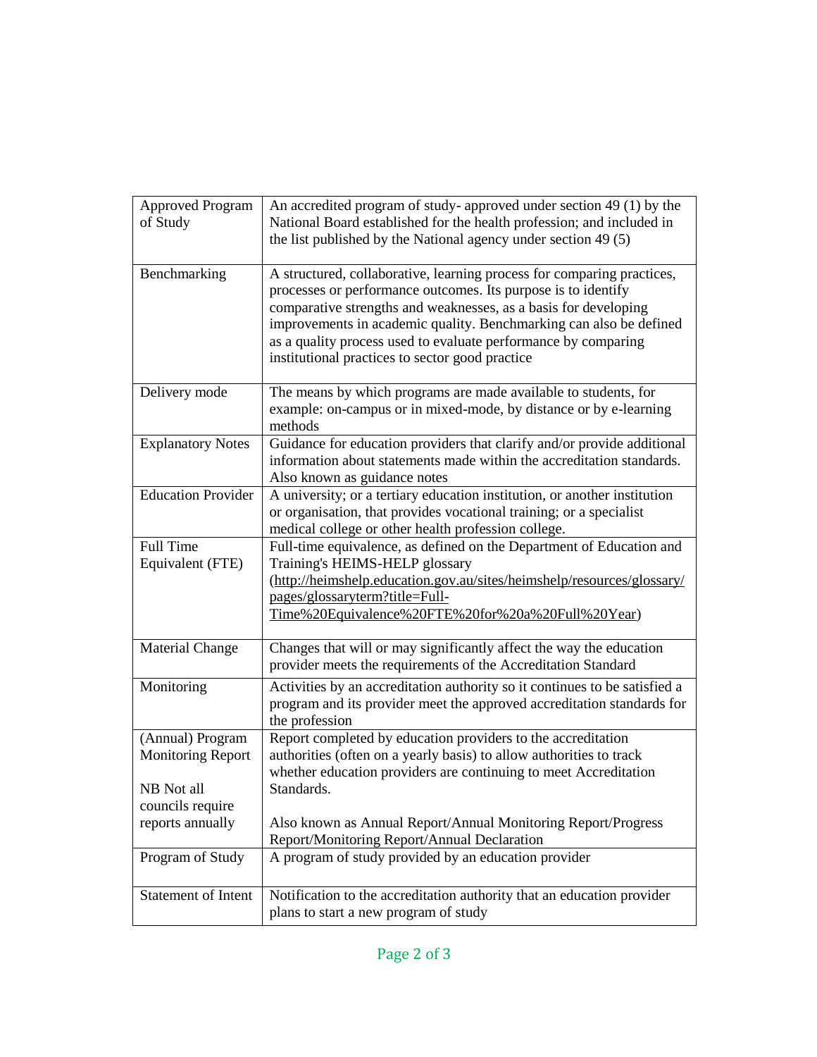| | |
|---|---|
| Approved Program of Study | An accredited program of study- approved under section 49 (1) by the National Board established for the health profession; and included in the list published by the National agency under section 49 (5) |
| Benchmarking | A structured, collaborative, learning process for comparing practices, processes or performance outcomes. Its purpose is to identify comparative strengths and weaknesses, as a basis for developing improvements in academic quality. Benchmarking can also be defined as a quality process used to evaluate performance by comparing institutional practices to sector good practice |
| Delivery mode | The means by which programs are made available to students, for example: on-campus or in mixed-mode, by distance or by e-learning methods |
| Explanatory Notes | Guidance for education providers that clarify and/or provide additional information about statements made within the accreditation standards. Also known as guidance notes |
| Education Provider | A university; or a tertiary education institution, or another institution or organisation, that provides vocational training; or a specialist medical college or other health profession college. |
| Full Time Equivalent (FTE) | Full-time equivalence, as defined on the Department of Education and Training's HEIMS-HELP glossary (http://heimshelp.education.gov.au/sites/heimshelp/resources/glossary/pages/glossaryterm?title=Full-Time%20Equivalence%20FTE%20for%20a%20Full%20Year) |
| Material Change | Changes that will or may significantly affect the way the education provider meets the requirements of the Accreditation Standard |
| Monitoring | Activities by an accreditation authority so it continues to be satisfied a program and its provider meet the approved accreditation standards for the profession |
| (Annual) Program Monitoring Report<br><br>NB Not all councils require reports annually | Report completed by education providers to the accreditation authorities (often on a yearly basis) to allow authorities to track whether education providers are continuing to meet Accreditation Standards.<br><br>Also known as Annual Report/Annual Monitoring Report/Progress Report/Monitoring Report/Annual Declaration |
| Program of Study | A program of study provided by an education provider |
| Statement of Intent | Notification to the accreditation authority that an education provider plans to start a new program of study |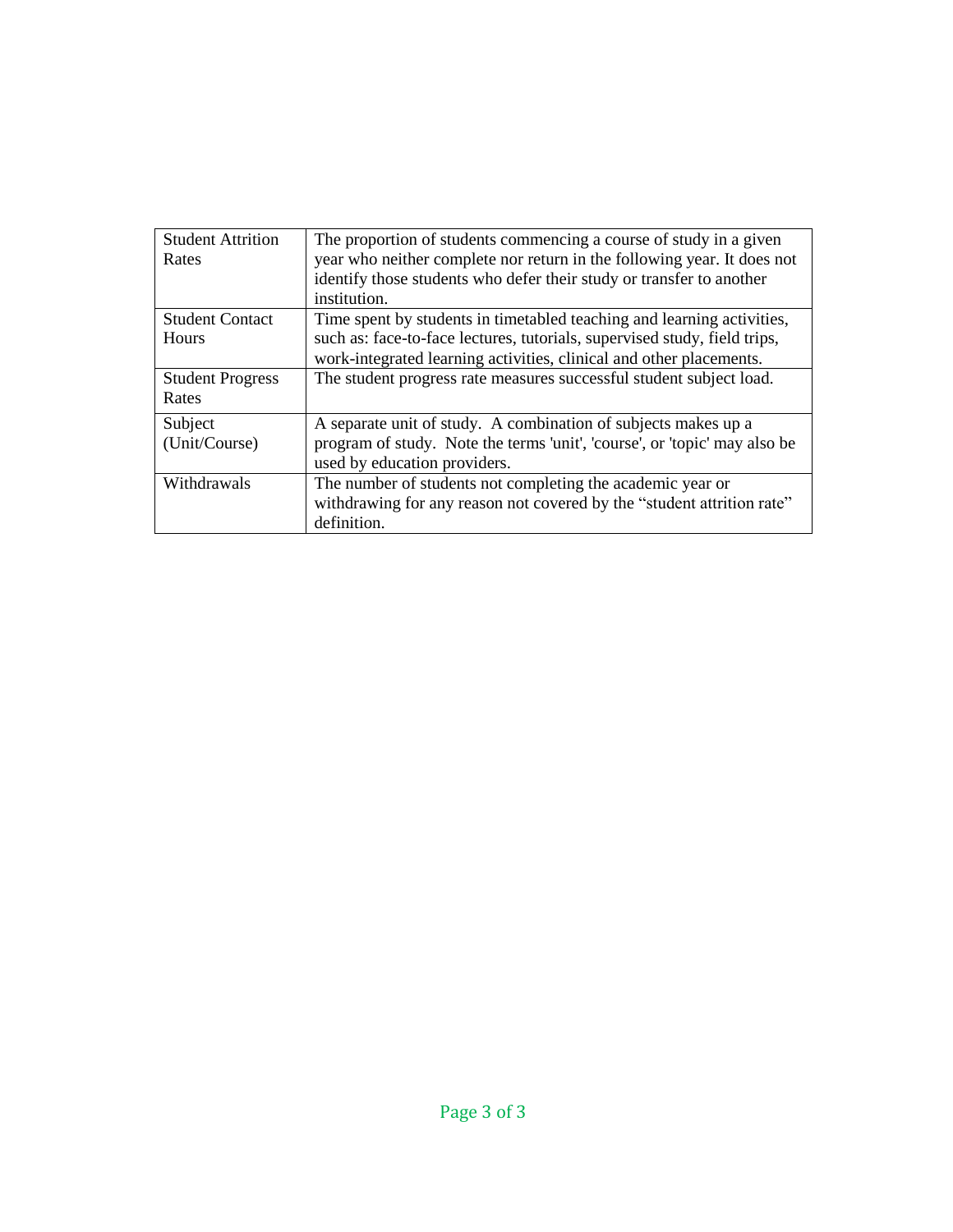| | |
|---|---|
| Student Attrition Rates | The proportion of students commencing a course of study in a given year who neither complete nor return in the following year. It does not identify those students who defer their study or transfer to another institution. |
| Student Contact Hours | Time spent by students in timetabled teaching and learning activities, such as: face-to-face lectures, tutorials, supervised study, field trips, work-integrated learning activities, clinical and other placements. |
| Student Progress Rates | The student progress rate measures successful student subject load. |
| Subject (Unit/Course) | A separate unit of study. A combination of subjects makes up a program of study. Note the terms 'unit', 'course', or 'topic' may also be used by education providers. |
| Withdrawals | The number of students not completing the academic year or withdrawing for any reason not covered by the "student attrition rate" definition. |